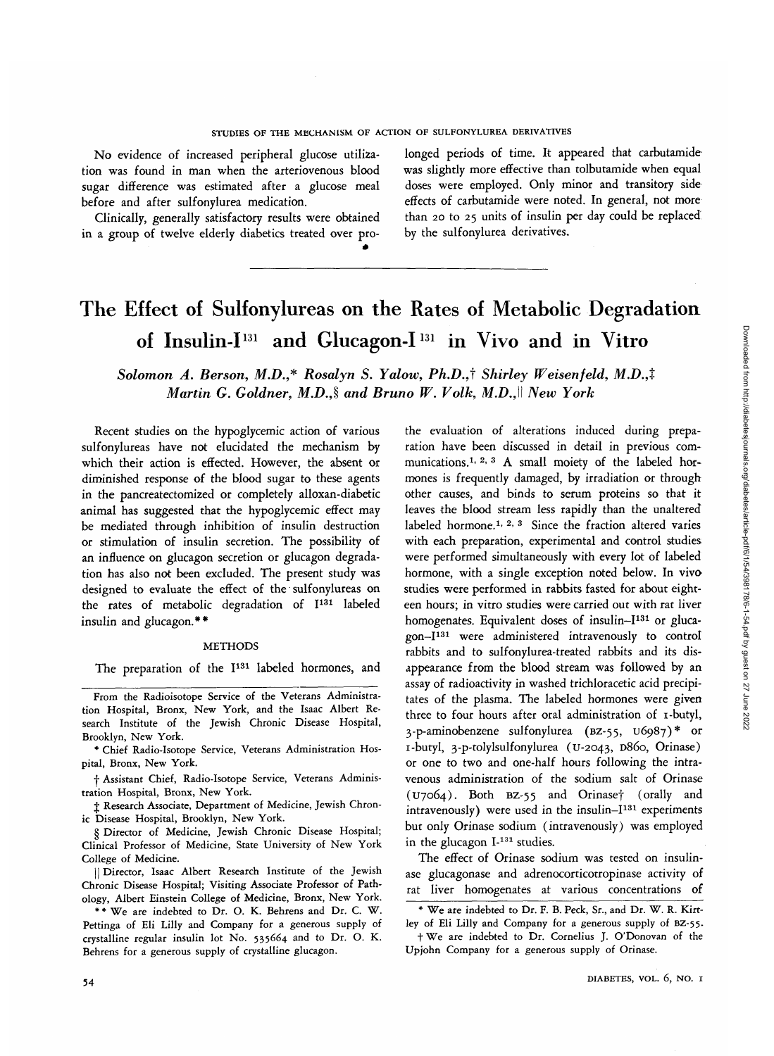No evidence of increased peripheral glucose utilization was found in man when the arteriovenous blood sugar difference was estimated after a glucose meal before and after sulfonylurea medication.

Clinically, generally satisfactory results were obtained in a group of twelve elderly diabetics treated over prolonged periods of time. It appeared that carbutamide was slightly more effective than tolbutamide when equal doses were employed. Only minor and transitory side effects of carbutamide were noted. In general, not more than 20 to 25 units of insulin per day could be replaced by the sulfonylurea derivatives.

---

# The Effect of Sulfonylureas on the Rates of Metabolic Degradation of Insulin-$I^{131}$ and Glucagon-$I^{131}$ in Vivo and in Vitro

*Solomon A. Berson, M.D.,\* Rosalyn S. Yalow, Ph.D.,† Shirley Weisenfeld, M.D.,‡ Martin G. Goldner, M.D.,§ and Bruno W. Volk, M.D.,‖ New York*

Recent studies on the hypoglycemic action of various sulfonylureas have not elucidated the mechanism by which their action is effected. However, the absent or diminished response of the blood sugar to these agents in the pancreatectomized or completely alloxan-diabetic animal has suggested that the hypoglycemic effect may be mediated through inhibition of insulin destruction or stimulation of insulin secretion. The possibility of an influence on glucagon secretion or glucagon degradation has also not been excluded. The present study was designed to evaluate the effect of the sulfonylureas on the rates of metabolic degradation of $I^{131}$ labeled insulin and glucagon.\*\*

## METHODS

The preparation of the $I^{131}$ labeled hormones, and the evaluation of alterations induced during preparation have been discussed in detail in previous communications.[1, 2, 3] A small moiety of the labeled hormones is frequently damaged, by irradiation or through other causes, and binds to serum proteins so that it leaves the blood stream less rapidly than the unaltered labeled hormone.[1, 2, 3] Since the fraction altered varies with each preparation, experimental and control studies were performed simultaneously with every lot of labeled hormone, with a single exception noted below. In vivo studies were performed in rabbits fasted for about eighteen hours; in vitro studies were carried out with rat liver homogenates. Equivalent doses of insulin–$I^{131}$ or glucagon–$I^{131}$ were administered intravenously to control rabbits and to sulfonylurea-treated rabbits and its disappearance from the blood stream was followed by an assay of radioactivity in washed trichloracetic acid precipitates of the plasma. The labeled hormones were given three to four hours after oral administration of 1-butyl, 3-p-aminobenzene sulfonylurea (BZ-55, U6987)\* or 1-butyl, 3-p-tolylsulfonylurea (U-2043, D860, Orinase) or one to two and one-half hours following the intravenous administration of the sodium salt of Orinase (U7064). Both BZ-55 and Orinase† (orally and intravenously) were used in the insulin–$I^{131}$ experiments but only Orinase sodium (intravenously) was employed in the glucagon I-$^{131}$ studies.

The effect of Orinase sodium was tested on insulinase glucagonase and adrenocorticotropinase activity of rat liver homogenates at various concentrations of

---

From the Radioisotope Service of the Veterans Administration Hospital, Bronx, New York, and the Isaac Albert Research Institute of the Jewish Chronic Disease Hospital, Brooklyn, New York.

\* Chief Radio-Isotope Service, Veterans Administration Hospital, Bronx, New York.

† Assistant Chief, Radio-Isotope Service, Veterans Administration Hospital, Bronx, New York.

‡ Research Associate, Department of Medicine, Jewish Chronic Disease Hospital, Brooklyn, New York.

§ Director of Medicine, Jewish Chronic Disease Hospital; Clinical Professor of Medicine, State University of New York College of Medicine.

‖ Director, Isaac Albert Research Institute of the Jewish Chronic Disease Hospital; Visiting Associate Professor of Pathology, Albert Einstein College of Medicine, Bronx, New York.

\*\* We are indebted to Dr. O. K. Behrens and Dr. C. W. Pettinga of Eli Lilly and Company for a generous supply of crystalline regular insulin lot No. 535664 and to Dr. O. K. Behrens for a generous supply of crystalline glucagon.

\* We are indebted to Dr. F. B. Peck, Sr., and Dr. W. R. Kirtley of Eli Lilly and Company for a generous supply of BZ-55.

† We are indebted to Dr. Cornelius J. O'Donovan of the Upjohn Company for a generous supply of Orinase.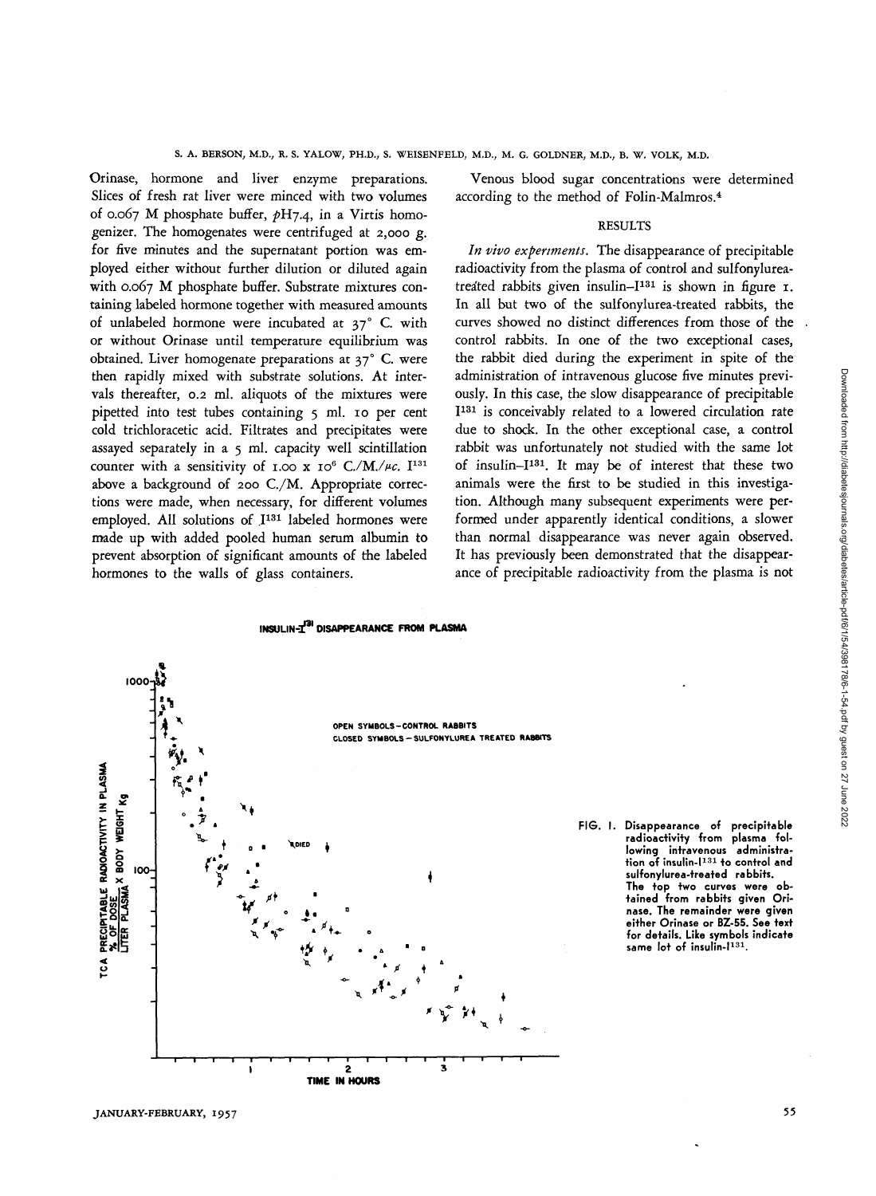Orinase, hormone and liver enzyme preparations. Slices of fresh rat liver were minced with two volumes of 0.067 M phosphate buffer, *p*H7.4, in a Virtis homogenizer. The homogenates were centrifuged at 2,000 g. for five minutes and the supernatant portion was employed either without further dilution or diluted again with 0.067 M phosphate buffer. Substrate mixtures containing labeled hormone together with measured amounts of unlabeled hormone were incubated at 37° C. with or without Orinase until temperature equilibrium was obtained. Liver homogenate preparations at 37° C. were then rapidly mixed with substrate solutions. At intervals thereafter, 0.2 ml. aliquots of the mixtures were pipetted into test tubes containing 5 ml. 10 per cent cold trichloracetic acid. Filtrates and precipitates were assayed separately in a 5 ml. capacity well scintillation counter with a sensitivity of $1.00 \times 10^6$ C./M./$\mu$c. $I^{131}$ above a background of 200 C./M. Appropriate corrections were made, when necessary, for different volumes employed. All solutions of $I^{131}$ labeled hormones were made up with added pooled human serum albumin to prevent absorption of significant amounts of the labeled hormones to the walls of glass containers.

Venous blood sugar concentrations were determined according to the method of Folin-Malmros.[4]

## RESULTS

*In vivo experiments.* The disappearance of precipitable radioactivity from the plasma of control and sulfonylurea-treated rabbits given insulin–$I^{131}$ is shown in figure 1. In all but two of the sulfonylurea-treated rabbits, the curves showed no distinct differences from those of the control rabbits. In one of the two exceptional cases, the rabbit died during the experiment in spite of the administration of intravenous glucose five minutes previously. In this case, the slow disappearance of precipitable $I^{131}$ is conceivably related to a lowered circulation rate due to shock. In the other exceptional case, a control rabbit was unfortunately not studied with the same lot of insulin–$I^{131}$. It may be of interest that these two animals were the first to be studied in this investigation. Although many subsequent experiments were performed under apparently identical conditions, a slower than normal disappearance was never again observed. It has previously been demonstrated that the disappearance of precipitable radioactivity from the plasma is not

FIG. 1. Disappearance of precipitable radioactivity from plasma following intravenous administration of insulin-$I^{131}$ to control and sulfonylurea-treated rabbits. The top two curves were obtained from rabbits given Orinase. The remainder were given either Orinase or BZ-55. See text for details. Like symbols indicate same lot of insulin-$I^{131}$.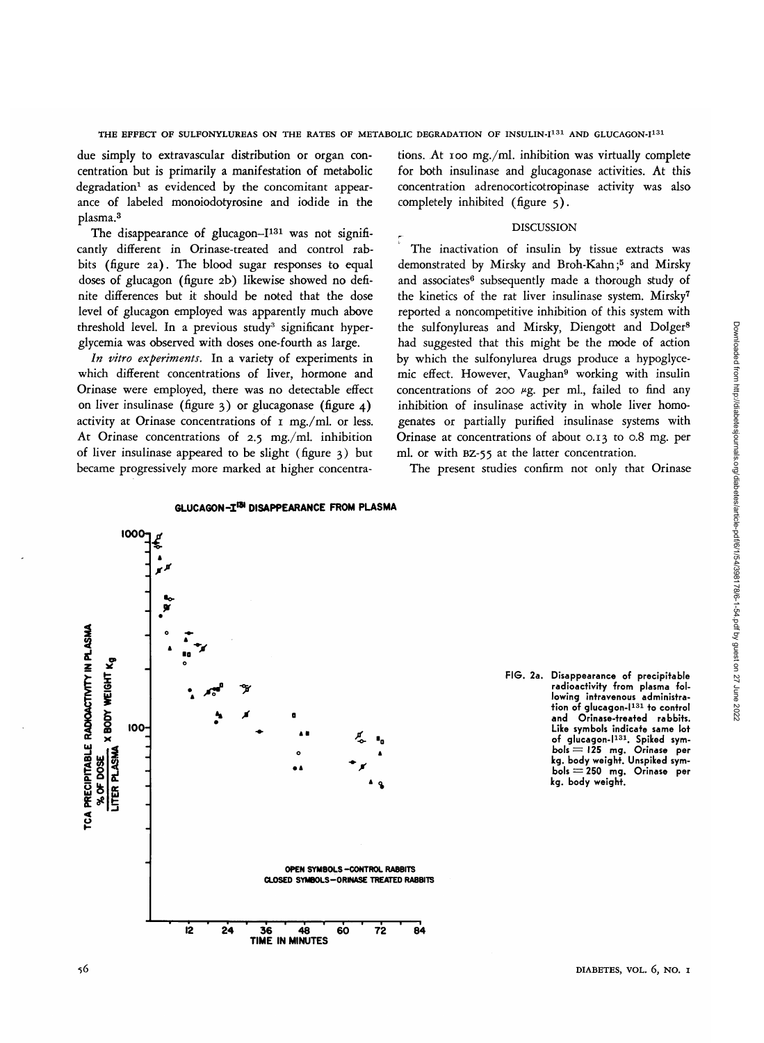due simply to extravascular distribution or organ concentration but is primarily a manifestation of metabolic degradation[1] as evidenced by the concomitant appearance of labeled monoiodotyrosine and iodide in the plasma.[3]

The disappearance of glucagon-$I^{131}$ was not significantly different in Orinase-treated and control rabbits (figure 2a). The blood sugar responses to equal doses of glucagon (figure 2b) likewise showed no definite differences but it should be noted that the dose level of glucagon employed was apparently much above threshold level. In a previous study[3] significant hyperglycemia was observed with doses one-fourth as large.

*In vitro experiments.* In a variety of experiments in which different concentrations of liver, hormone and Orinase were employed, there was no detectable effect on liver insulinase (figure 3) or glucagonase (figure 4) activity at Orinase concentrations of 1 mg./ml. or less. At Orinase concentrations of 2.5 mg./ml. inhibition of liver insulinase appeared to be slight (figure 3) but became progressively more marked at higher concentrations. At 100 mg./ml. inhibition was virtually complete for both insulinase and glucagonase activities. At this concentration adrenocorticotropinase activity was also completely inhibited (figure 5).

## DISCUSSION

The inactivation of insulin by tissue extracts was demonstrated by Mirsky and Broh-Kahn;[5] and Mirsky and associates[6] subsequently made a thorough study of the kinetics of the rat liver insulinase system. Mirsky[7] reported a noncompetitive inhibition of this system with the sulfonylureas and Mirsky, Diengott and Dolger[8] had suggested that this might be the mode of action by which the sulfonylurea drugs produce a hypoglycemic effect. However, Vaughan[9] working with insulin concentrations of 200 μg. per ml., failed to find any inhibition of insulinase activity in whole liver homogenates or partially purified insulinase systems with Orinase at concentrations of about 0.13 to 0.8 mg. per ml. or with BZ-55 at the latter concentration.

The present studies confirm not only that Orinase

FIG. 2a. Disappearance of precipitable radioactivity from plasma following intravenous administration of glucagon-$I^{131}$ to control and Orinase-treated rabbits. Like symbols indicate same lot of glucagon-$I^{131}$. Spiked symbols = 125 mg. Orinase per kg. body weight. Unspiked symbols = 250 mg. Orinase per kg. body weight.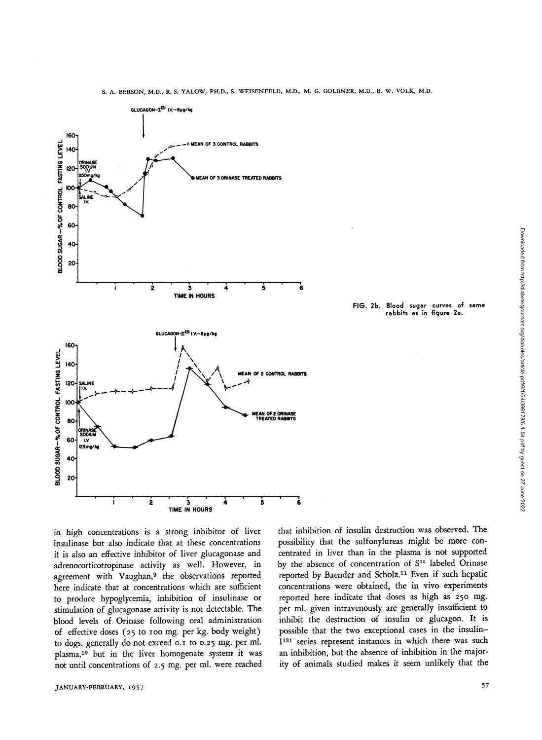FIG. 2b. Blood sugar curves of same rabbits as in figure 2a.

in high concentrations is a strong inhibitor of liver insulinase but also indicate that at these concentrations it is also an effective inhibitor of liver glucagonase and adrenocorticotropinase activity as well. However, in agreement with Vaughan,[9] the observations reported here indicate that at concentrations which are sufficient to produce hypoglycemia, inhibition of insulinase or stimulation of glucagonase activity is not detectable. The blood levels of Orinase following oral administration of effective doses (25 to 100 mg. per kg. body weight) to dogs, generally do not exceed 0.1 to 0.25 mg. per ml. plasma,[10] but in the liver homogenate system it was not until concentrations of 2.5 mg. per ml. were reached that inhibition of insulin destruction was observed. The possibility that the sulfonylureas might be more concentrated in liver than in the plasma is not supported by the absence of concentration of $S^{35}$ labeled Orinase reported by Baender and Scholz.[11] Even if such hepatic concentrations were obtained, the in vivo experiments reported here indicate that doses as high as 250 mg. per ml. given intravenously are generally insufficient to inhibit the destruction of insulin or glucagon. It is possible that the two exceptional cases in the insulin–$I^{131}$ series represent instances in which there was such an inhibition, but the absence of inhibition in the majority of animals studied makes it seem unlikely that the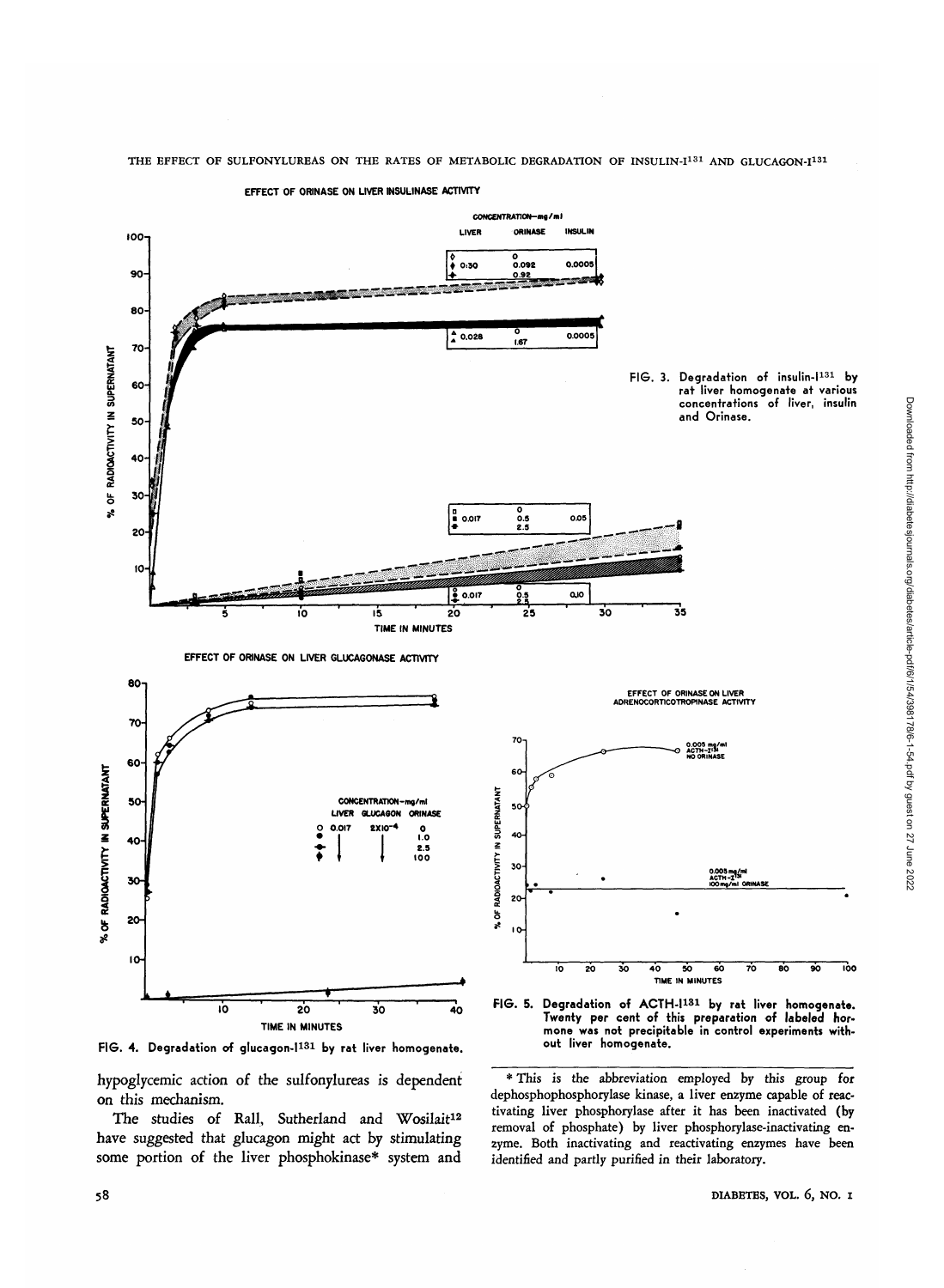EFFECT OF ORINASE ON LIVER INSULINASE ACTIVITY

FIG. 3. Degradation of insulin-I131 by rat liver homogenate at various concentrations of liver, insulin and Orinase.

EFFECT OF ORINASE ON LIVER GLUCAGONASE ACTIVITY

FIG. 4. Degradation of glucagon-I131 by rat liver homogenate.

EFFECT OF ORINASE ON LIVER ADRENOCORTICOTROPINASE ACTIVITY

FIG. 5. Degradation of ACTH-I131 by rat liver homogenate. Twenty per cent of this preparation of labeled hormone was not precipitable in control experiments without liver homogenate.

hypoglycemic action of the sulfonylureas is dependent on this mechanism.

The studies of Rall, Sutherland and Wosilait[12] have suggested that glucagon might act by stimulating some portion of the liver phosphokinase* system and

\* This is the abbreviation employed by this group for dephosphophosphorylase kinase, a liver enzyme capable of reactivating liver phosphorylase after it has been inactivated (by removal of phosphate) by liver phosphorylase-inactivating enzyme. Both inactivating and reactivating enzymes have been identified and partly purified in their laboratory.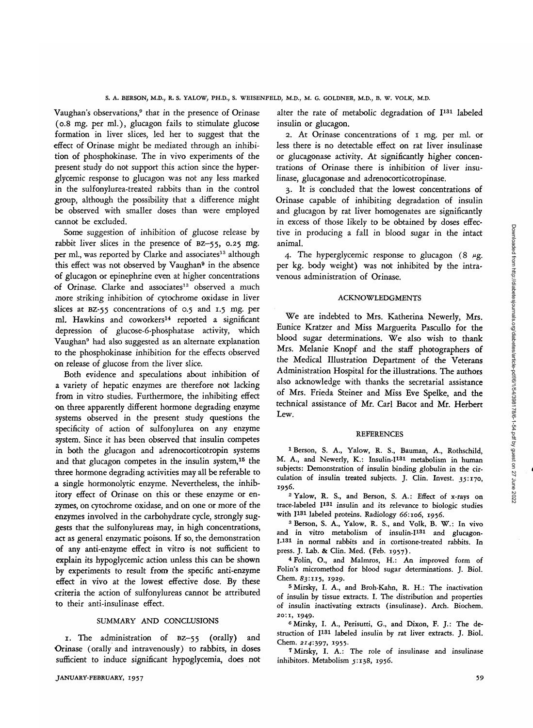Vaughan's observations,[9] that in the presence of Orinase (0.8 mg. per ml.), glucagon fails to stimulate glucose formation in liver slices, led her to suggest that the effect of Orinase might be mediated through an inhibition of phosphokinase. The in vivo experiments of the present study do not support this action since the hyperglycemic response to glucagon was not any less marked in the sulfonylurea-treated rabbits than in the control group, although the possibility that a difference might be observed with smaller doses than were employed cannot be excluded.

Some suggestion of inhibition of glucose release by rabbit liver slices in the presence of BZ–55, 0.25 mg. per ml., was reported by Clarke and associates[13] although this effect was not observed by Vaughan[9] in the absence of glucagon or epinephrine even at higher concentrations of Orinase. Clarke and associates[13] observed a much more striking inhibition of cytochrome oxidase in liver slices at BZ-55 concentrations of 0.5 and 1.5 mg. per ml. Hawkins and coworkers[14] reported a significant depression of glucose-6-phosphatase activity, which Vaughan[9] had also suggested as an alternate explanation to the phosphokinase inhibition for the effects observed on release of glucose from the liver slice.

Both evidence and speculations about inhibition of a variety of hepatic enzymes are therefore not lacking from in vitro studies. Furthermore, the inhibiting effect on three apparently different hormone degrading enzyme systems observed in the present study questions the specificity of action of sulfonylurea on any enzyme system. Since it has been observed that insulin competes in both the glucagon and adrenocorticotropin systems and that glucagon competes in the insulin system,[15] the three hormone degrading activities may all be referable to a single hormonolytic enzyme. Nevertheless, the inhibitory effect of Orinase on this or these enzyme or enzymes, on cytochrome oxidase, and on one or more of the enzymes involved in the carbohydrate cycle, strongly suggests that the sulfonylureas may, in high concentrations, act as general enzymatic poisons. If so, the demonstration of any anti-enzyme effect in vitro is not sufficient to explain its hypoglycemic action unless this can be shown by experiments to result from the specific anti-enzyme effect in vivo at the lowest effective dose. By these criteria the action of sulfonylureas cannot be attributed to their anti-insulinase effect.

## SUMMARY AND CONCLUSIONS

1. The administration of BZ–55 (orally) and Orinase (orally and intravenously) to rabbits, in doses sufficient to induce significant hypoglycemia, does not alter the rate of metabolic degradation of $I^{131}$ labeled insulin or glucagon.

2. At Orinase concentrations of 1 mg. per ml. or less there is no detectable effect on rat liver insulinase or glucagonase activity. At significantly higher concentrations of Orinase there is inhibition of liver insulinase, glucagonase and adrenocorticotropinase.

3. It is concluded that the lowest concentrations of Orinase capable of inhibiting degradation of insulin and glucagon by rat liver homogenates are significantly in excess of those likely to be obtained by doses effective in producing a fall in blood sugar in the intact animal.

4. The hyperglycemic response to glucagon (8 μg. per kg. body weight) was not inhibited by the intravenous administration of Orinase.

## ACKNOWLEDGMENTS

We are indebted to Mrs. Katherina Newerly, Mrs. Eunice Kratzer and Miss Marguerita Pascullo for the blood sugar determinations. We also wish to thank Mrs. Melanie Knopf and the staff photographers of the Medical Illustration Department of the Veterans Administration Hospital for the illustrations. The authors also acknowledge with thanks the secretarial assistance of Mrs. Frieda Steiner and Miss Eve Spelke, and the technical assistance of Mr. Carl Bacot and Mr. Herbert Lew.

## REFERENCES

1 Berson, S. A., Yalow, R. S., Bauman, A., Rothschild, M. A., and Newerly, K.: Insulin-$I^{131}$ metabolism in human subjects: Demonstration of insulin binding globulin in the circulation of insulin treated subjects. J. Clin. Invest. *35*:170, 1956.

2 Yalow, R. S., and Berson, S. A.: Effect of x-rays on trace-labeled $I^{131}$ insulin and its relevance to biologic studies with $I^{131}$ labeled proteins. Radiology *66*:106, 1956.

3 Berson, S. A., Yalow, R. S., and Volk, B. W.: In vivo and in vitro metabolism of insulin-$I^{131}$ and glucagon-$I^{131}$ in normal rabbits and in cortisone-treated rabbits. In press. J. Lab. & Clin. Med. (Feb. 1957).

4 Folin, O., and Malmros, H.: An improved form of Folin's micromethod for blood sugar determinations. J. Biol. Chem. *83*:115, 1929.

5 Mirsky, I. A., and Broh-Kahn, R. H.: The inactivation of insulin by tissue extracts. I. The distribution and properties of insulin inactivating extracts (insulinase). Arch. Biochem. *20*:1, 1949.

6 Mirsky, I. A., Perisutti, G., and Dixon, F. J.: The destruction of $I^{131}$ labeled insulin by rat liver extracts. J. Biol. Chem. *214*:397, 1955.

7 Mirsky, I. A.: The role of insulinase and insulinase inhibitors. Metabolism *5*:138, 1956.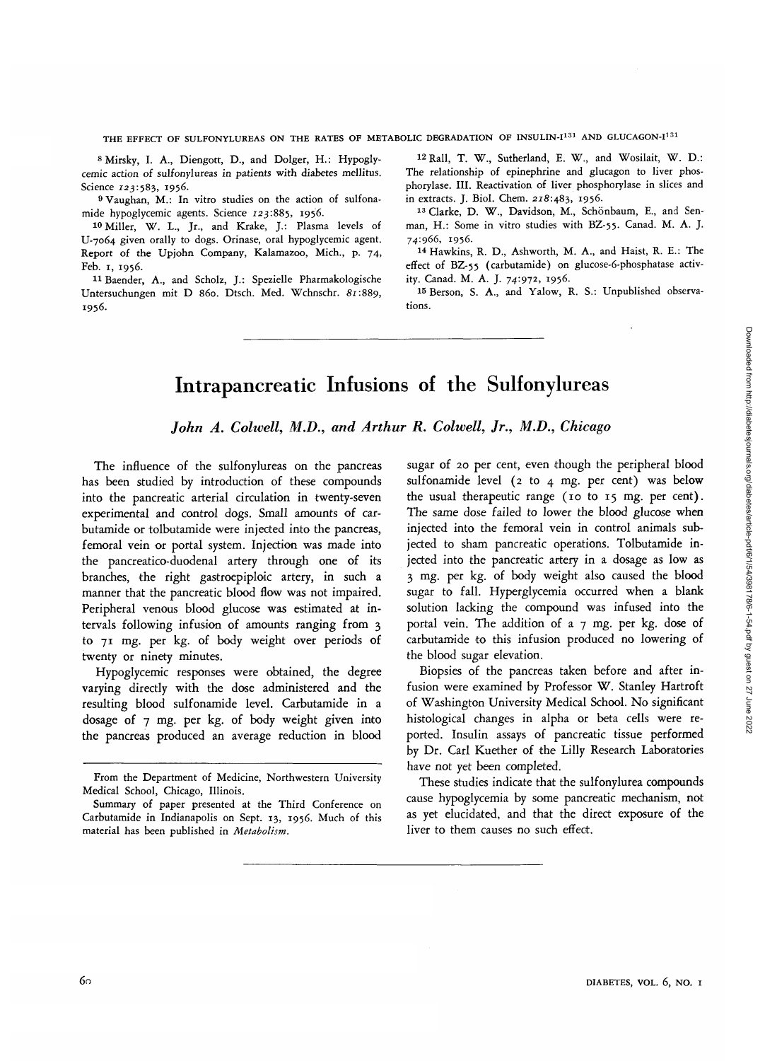[8] Mirsky, I. A., Diengott, D., and Dolger, H.: Hypoglycemic action of sulfonylureas in patients with diabetes mellitus. Science 123:583, 1956.

[9] Vaughan, M.: In vitro studies on the action of sulfonamide hypoglycemic agents. Science 123:885, 1956.

[10] Miller, W. L., Jr., and Krake, J.: Plasma levels of U-7064 given orally to dogs. Orinase, oral hypoglycemic agent. Report of the Upjohn Company, Kalamazoo, Mich., p. 74, Feb. 1, 1956.

[11] Baender, A., and Scholz, J.: Spezielle Pharmakologische Untersuchungen mit D 860. Dtsch. Med. Wchnschr. 81:889, 1956.

[12] Rall, T. W., Sutherland, E. W., and Wosilait, W. D.: The relationship of epinephrine and glucagon to liver phosphorylase. III. Reactivation of liver phosphorylase in slices and in extracts. J. Biol. Chem. 218:483, 1956.

[13] Clarke, D. W., Davidson, M., Schönbaum, E., and Senman, H.: Some in vitro studies with BZ-55. Canad. M. A. J. 74:966, 1956.

[14] Hawkins, R. D., Ashworth, M. A., and Haist, R. E.: The effect of BZ-55 (carbutamide) on glucose-6-phosphatase activity. Canad. M. A. J. 74:972, 1956.

[15] Berson, S. A., and Yalow, R. S.: Unpublished observations.

# Intrapancreatic Infusions of the Sulfonylureas

*John A. Colwell, M.D., and Arthur R. Colwell, Jr., M.D., Chicago*

The influence of the sulfonylureas on the pancreas has been studied by introduction of these compounds into the pancreatic arterial circulation in twenty-seven experimental and control dogs. Small amounts of carbutamide or tolbutamide were injected into the pancreas, femoral vein or portal system. Injection was made into the pancreatico-duodenal artery through one of its branches, the right gastroepiploic artery, in such a manner that the pancreatic blood flow was not impaired. Peripheral venous blood glucose was estimated at intervals following infusion of amounts ranging from 3 to 71 mg. per kg. of body weight over periods of twenty or ninety minutes.

Hypoglycemic responses were obtained, the degree varying directly with the dose administered and the resulting blood sulfonamide level. Carbutamide in a dosage of 7 mg. per kg. of body weight given into the pancreas produced an average reduction in blood sugar of 20 per cent, even though the peripheral blood sulfonamide level (2 to 4 mg. per cent) was below the usual therapeutic range (10 to 15 mg. per cent). The same dose failed to lower the blood glucose when injected into the femoral vein in control animals subjected to sham pancreatic operations. Tolbutamide injected into the pancreatic artery in a dosage as low as 3 mg. per kg. of body weight also caused the blood sugar to fall. Hyperglycemia occurred when a blank solution lacking the compound was infused into the portal vein. The addition of a 7 mg. per kg. dose of carbutamide to this infusion produced no lowering of the blood sugar elevation.

Biopsies of the pancreas taken before and after infusion were examined by Professor W. Stanley Hartroft of Washington University Medical School. No significant histological changes in alpha or beta cells were reported. Insulin assays of pancreatic tissue performed by Dr. Carl Kuether of the Lilly Research Laboratories have not yet been completed.

These studies indicate that the sulfonylurea compounds cause hypoglycemia by some pancreatic mechanism, not as yet elucidated, and that the direct exposure of the liver to them causes no such effect.

From the Department of Medicine, Northwestern University Medical School, Chicago, Illinois.

Summary of paper presented at the Third Conference on Carbutamide in Indianapolis on Sept. 13, 1956. Much of this material has been published in *Metabolism*.